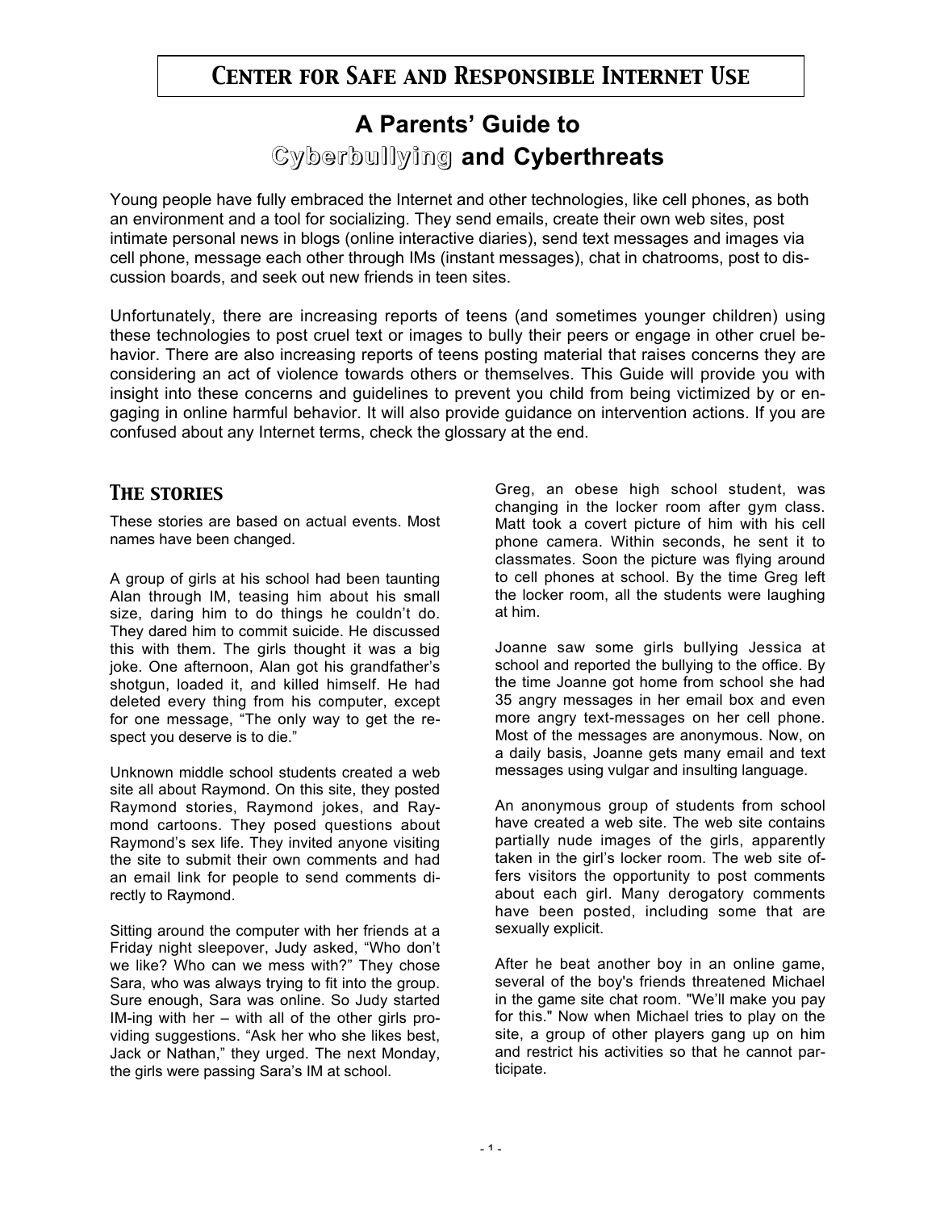# Center for Safe and Responsible Internet Use

## A Parents' Guide to Cyberbullying and Cyberthreats

Young people have fully embraced the Internet and other technologies, like cell phones, as both an environment and a tool for socializing. They send emails, create their own web sites, post intimate personal news in blogs (online interactive diaries), send text messages and images via cell phone, message each other through IMs (instant messages), chat in chatrooms, post to discussion boards, and seek out new friends in teen sites.

Unfortunately, there are increasing reports of teens (and sometimes younger children) using these technologies to post cruel text or images to bully their peers or engage in other cruel behavior. There are also increasing reports of teens posting material that raises concerns they are considering an act of violence towards others or themselves. This Guide will provide you with insight into these concerns and guidelines to prevent you child from being victimized by or engaging in online harmful behavior. It will also provide guidance on intervention actions. If you are confused about any Internet terms, check the glossary at the end.

### The stories

These stories are based on actual events. Most names have been changed.

A group of girls at his school had been taunting Alan through IM, teasing him about his small size, daring him to do things he couldn't do. They dared him to commit suicide. He discussed this with them. The girls thought it was a big joke. One afternoon, Alan got his grandfather's shotgun, loaded it, and killed himself. He had deleted every thing from his computer, except for one message, "The only way to get the respect you deserve is to die."

Unknown middle school students created a web site all about Raymond. On this site, they posted Raymond stories, Raymond jokes, and Raymond cartoons. They posed questions about Raymond's sex life. They invited anyone visiting the site to submit their own comments and had an email link for people to send comments directly to Raymond.

Sitting around the computer with her friends at a Friday night sleepover, Judy asked, "Who don't we like? Who can we mess with?" They chose Sara, who was always trying to fit into the group. Sure enough, Sara was online. So Judy started IM-ing with her – with all of the other girls providing suggestions. "Ask her who she likes best, Jack or Nathan," they urged. The next Monday, the girls were passing Sara's IM at school.

Greg, an obese high school student, was changing in the locker room after gym class. Matt took a covert picture of him with his cell phone camera. Within seconds, he sent it to classmates. Soon the picture was flying around to cell phones at school. By the time Greg left the locker room, all the students were laughing at him.

Joanne saw some girls bullying Jessica at school and reported the bullying to the office. By the time Joanne got home from school she had 35 angry messages in her email box and even more angry text-messages on her cell phone. Most of the messages are anonymous. Now, on a daily basis, Joanne gets many email and text messages using vulgar and insulting language.

An anonymous group of students from school have created a web site. The web site contains partially nude images of the girls, apparently taken in the girl's locker room. The web site offers visitors the opportunity to post comments about each girl. Many derogatory comments have been posted, including some that are sexually explicit.

After he beat another boy in an online game, several of the boy's friends threatened Michael in the game site chat room. "We'll make you pay for this." Now when Michael tries to play on the site, a group of other players gang up on him and restrict his activities so that he cannot participate.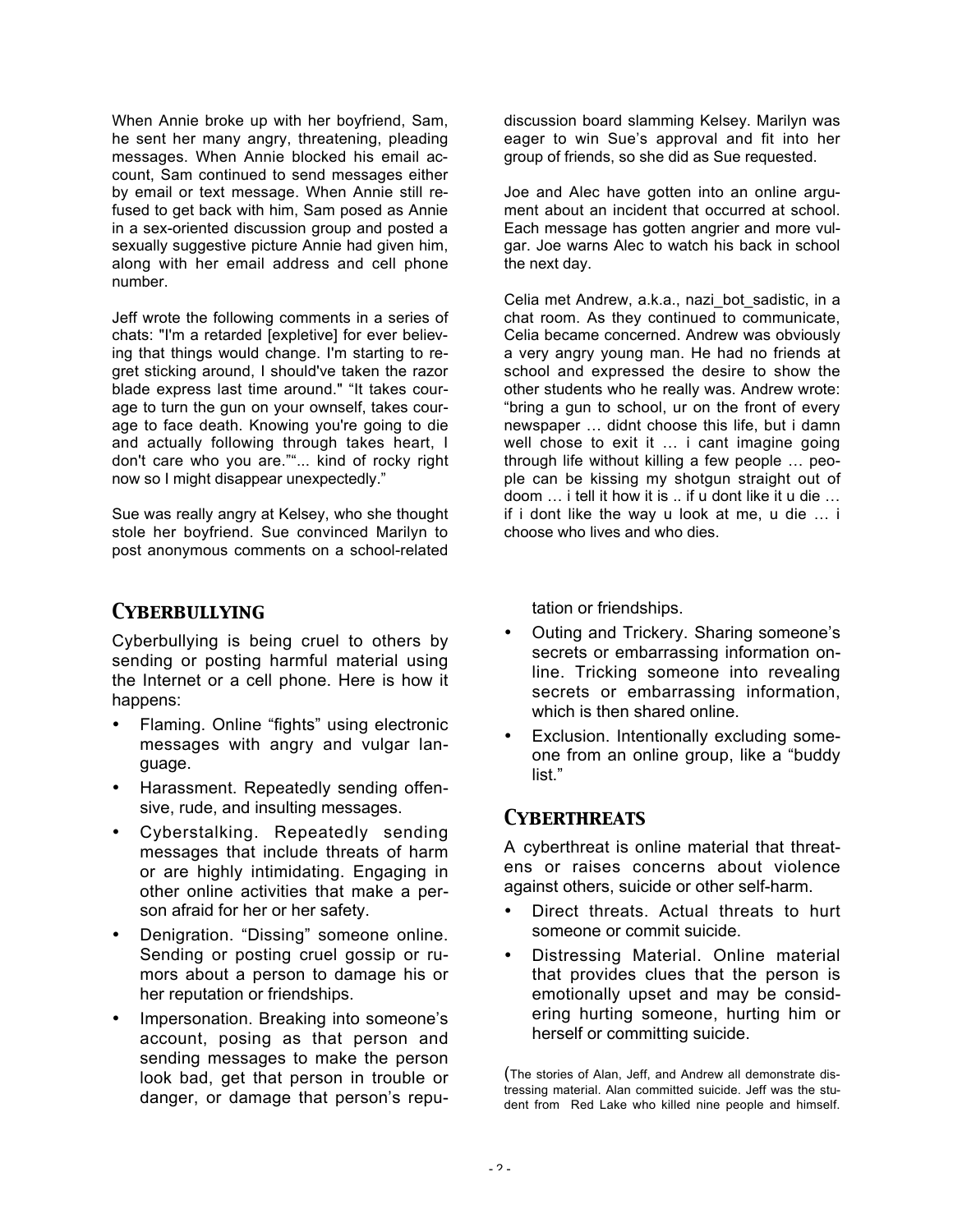When Annie broke up with her boyfriend, Sam, he sent her many angry, threatening, pleading messages. When Annie blocked his email account, Sam continued to send messages either by email or text message. When Annie still refused to get back with him, Sam posed as Annie in a sex-oriented discussion group and posted a sexually suggestive picture Annie had given him, along with her email address and cell phone number.

Jeff wrote the following comments in a series of chats: "I'm a retarded [expletive] for ever believing that things would change. I'm starting to regret sticking around, I should've taken the razor blade express last time around." "It takes courage to turn the gun on your ownself, takes courage to face death. Knowing you're going to die and actually following through takes heart, I don't care who you are.""... kind of rocky right now so I might disappear unexpectedly."

Sue was really angry at Kelsey, who she thought stole her boyfriend. Sue convinced Marilyn to post anonymous comments on a school-related discussion board slamming Kelsey. Marilyn was eager to win Sue's approval and fit into her group of friends, so she did as Sue requested.

Joe and Alec have gotten into an online argument about an incident that occurred at school. Each message has gotten angrier and more vulgar. Joe warns Alec to watch his back in school the next day.

Celia met Andrew, a.k.a., nazi_bot_sadistic, in a chat room. As they continued to communicate, Celia became concerned. Andrew was obviously a very angry young man. He had no friends at school and expressed the desire to show the other students who he really was. Andrew wrote: "bring a gun to school, ur on the front of every newspaper … didnt choose this life, but i damn well chose to exit it … i cant imagine going through life without killing a few people … people can be kissing my shotgun straight out of doom … i tell it how it is .. if u dont like it u die … if i dont like the way u look at me, u die … i choose who lives and who dies.

## Cyberbullying

Cyberbullying is being cruel to others by sending or posting harmful material using the Internet or a cell phone. Here is how it happens:

- Flaming. Online "fights" using electronic messages with angry and vulgar language.
- Harassment. Repeatedly sending offensive, rude, and insulting messages.
- Cyberstalking. Repeatedly sending messages that include threats of harm or are highly intimidating. Engaging in other online activities that make a person afraid for her or her safety.
- Denigration. "Dissing" someone online. Sending or posting cruel gossip or rumors about a person to damage his or her reputation or friendships.
- Impersonation. Breaking into someone's account, posing as that person and sending messages to make the person look bad, get that person in trouble or danger, or damage that person's reputation or friendships.
- Outing and Trickery. Sharing someone's secrets or embarrassing information online. Tricking someone into revealing secrets or embarrassing information, which is then shared online.
- Exclusion. Intentionally excluding someone from an online group, like a "buddy list."

## Cyberthreats

A cyberthreat is online material that threatens or raises concerns about violence against others, suicide or other self-harm.

- Direct threats. Actual threats to hurt someone or commit suicide.
- Distressing Material. Online material that provides clues that the person is emotionally upset and may be considering hurting someone, hurting him or herself or committing suicide.

(The stories of Alan, Jeff, and Andrew all demonstrate distressing material. Alan committed suicide. Jeff was the student from Red Lake who killed nine people and himself.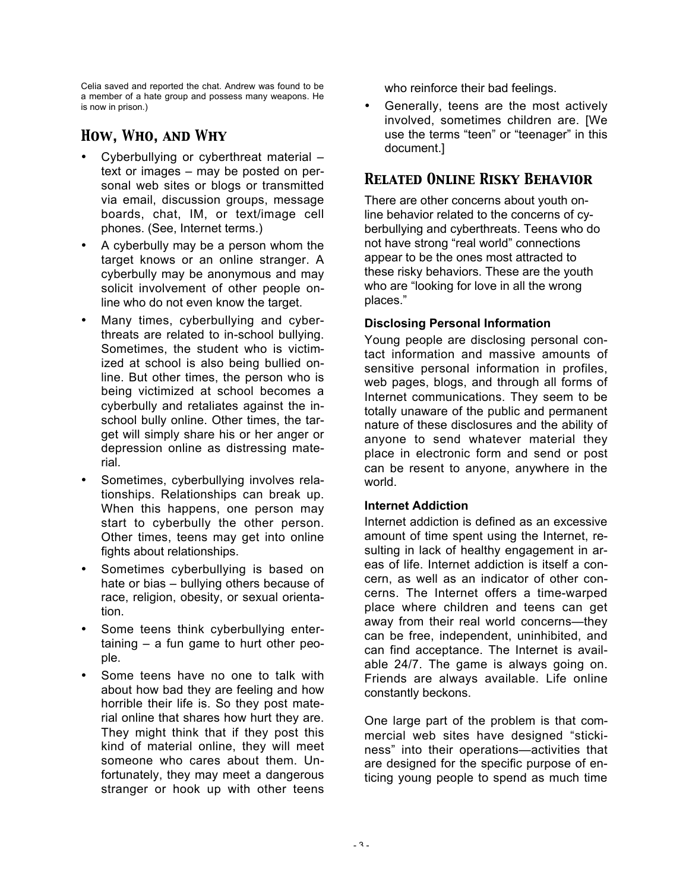Celia saved and reported the chat. Andrew was found to be a member of a hate group and possess many weapons. He is now in prison.)

## How, Who, and Why

- Cyberbullying or cyberthreat material – text or images – may be posted on personal web sites or blogs or transmitted via email, discussion groups, message boards, chat, IM, or text/image cell phones. (See, Internet terms.)
- A cyberbully may be a person whom the target knows or an online stranger. A cyberbully may be anonymous and may solicit involvement of other people online who do not even know the target.
- Many times, cyberbullying and cyberthreats are related to in-school bullying. Sometimes, the student who is victimized at school is also being bullied online. But other times, the person who is being victimized at school becomes a cyberbully and retaliates against the in-school bully online. Other times, the target will simply share his or her anger or depression online as distressing material.
- Sometimes, cyberbullying involves relationships. Relationships can break up. When this happens, one person may start to cyberbully the other person. Other times, teens may get into online fights about relationships.
- Sometimes cyberbullying is based on hate or bias – bullying others because of race, religion, obesity, or sexual orientation.
- Some teens think cyberbullying entertaining – a fun game to hurt other people.
- Some teens have no one to talk with about how bad they are feeling and how horrible their life is. So they post material online that shares how hurt they are. They might think that if they post this kind of material online, they will meet someone who cares about them. Unfortunately, they may meet a dangerous stranger or hook up with other teens who reinforce their bad feelings.
- Generally, teens are the most actively involved, sometimes children are. [We use the terms "teen" or "teenager" in this document.]

## Related Online Risky Behavior

There are other concerns about youth online behavior related to the concerns of cyberbullying and cyberthreats. Teens who do not have strong "real world" connections appear to be the ones most attracted to these risky behaviors. These are the youth who are "looking for love in all the wrong places."

**Disclosing Personal Information**

Young people are disclosing personal contact information and massive amounts of sensitive personal information in profiles, web pages, blogs, and through all forms of Internet communications. They seem to be totally unaware of the public and permanent nature of these disclosures and the ability of anyone to send whatever material they place in electronic form and send or post can be resent to anyone, anywhere in the world.

**Internet Addiction**

Internet addiction is defined as an excessive amount of time spent using the Internet, resulting in lack of healthy engagement in areas of life. Internet addiction is itself a concern, as well as an indicator of other concerns. The Internet offers a time-warped place where children and teens can get away from their real world concerns—they can be free, independent, uninhibited, and can find acceptance. The Internet is available 24/7. The game is always going on. Friends are always available. Life online constantly beckons.

One large part of the problem is that commercial web sites have designed "stickiness" into their operations—activities that are designed for the specific purpose of enticing young people to spend as much time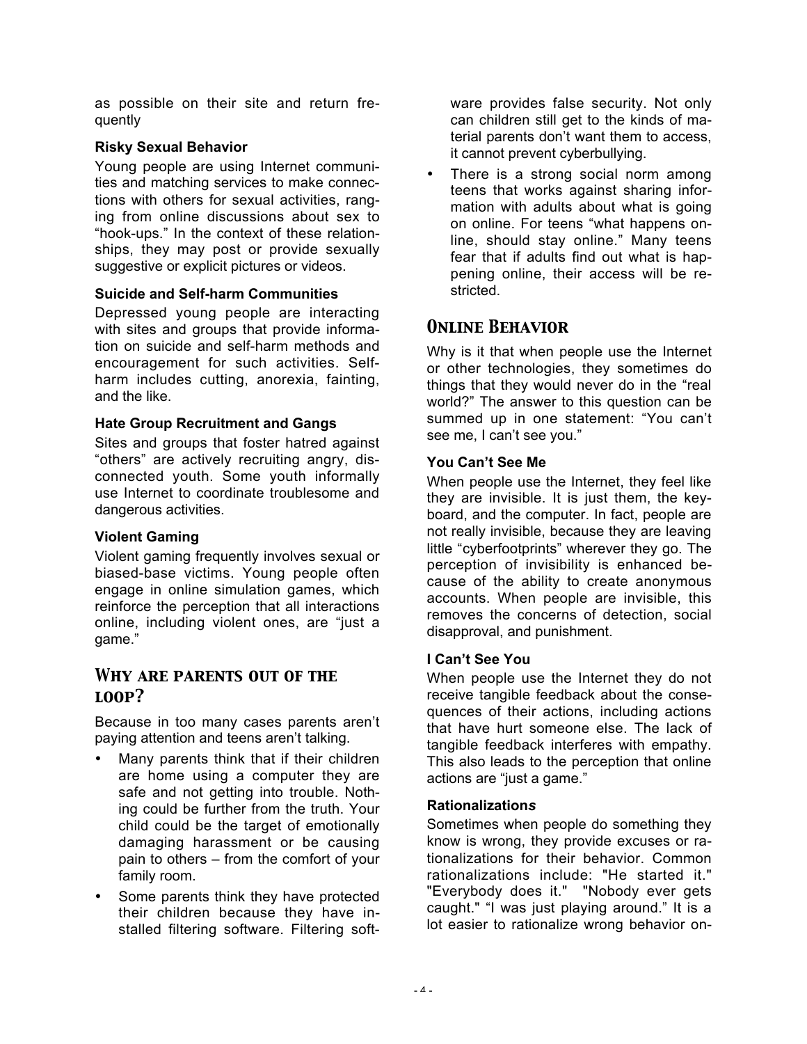as possible on their site and return frequently

**Risky Sexual Behavior**

Young people are using Internet communities and matching services to make connections with others for sexual activities, ranging from online discussions about sex to "hook-ups." In the context of these relationships, they may post or provide sexually suggestive or explicit pictures or videos.

**Suicide and Self-harm Communities**

Depressed young people are interacting with sites and groups that provide information on suicide and self-harm methods and encouragement for such activities. Self-harm includes cutting, anorexia, fainting, and the like.

**Hate Group Recruitment and Gangs**

Sites and groups that foster hatred against "others" are actively recruiting angry, disconnected youth. Some youth informally use Internet to coordinate troublesome and dangerous activities.

**Violent Gaming**

Violent gaming frequently involves sexual or biased-base victims. Young people often engage in online simulation games, which reinforce the perception that all interactions online, including violent ones, are "just a game."

## Why are parents out of the loop?

Because in too many cases parents aren't paying attention and teens aren't talking.

- Many parents think that if their children are home using a computer they are safe and not getting into trouble. Nothing could be further from the truth. Your child could be the target of emotionally damaging harassment or be causing pain to others – from the comfort of your family room.
- Some parents think they have protected their children because they have installed filtering software. Filtering software provides false security. Not only can children still get to the kinds of material parents don't want them to access, it cannot prevent cyberbullying.
- There is a strong social norm among teens that works against sharing information with adults about what is going on online. For teens "what happens online, should stay online." Many teens fear that if adults find out what is happening online, their access will be restricted.

## Online Behavior

Why is it that when people use the Internet or other technologies, they sometimes do things that they would never do in the "real world?" The answer to this question can be summed up in one statement: "You can't see me, I can't see you."

**You Can't See Me**

When people use the Internet, they feel like they are invisible. It is just them, the keyboard, and the computer. In fact, people are not really invisible, because they are leaving little "cyberfootprints" wherever they go. The perception of invisibility is enhanced because of the ability to create anonymous accounts. When people are invisible, this removes the concerns of detection, social disapproval, and punishment.

**I Can't See You**

When people use the Internet they do not receive tangible feedback about the consequences of their actions, including actions that have hurt someone else. The lack of tangible feedback interferes with empathy. This also leads to the perception that online actions are "just a game."

**Rationalization*s***

Sometimes when people do something they know is wrong, they provide excuses or rationalizations for their behavior. Common rationalizations include: "He started it." "Everybody does it." "Nobody ever gets caught." "I was just playing around." It is a lot easier to rationalize wrong behavior on-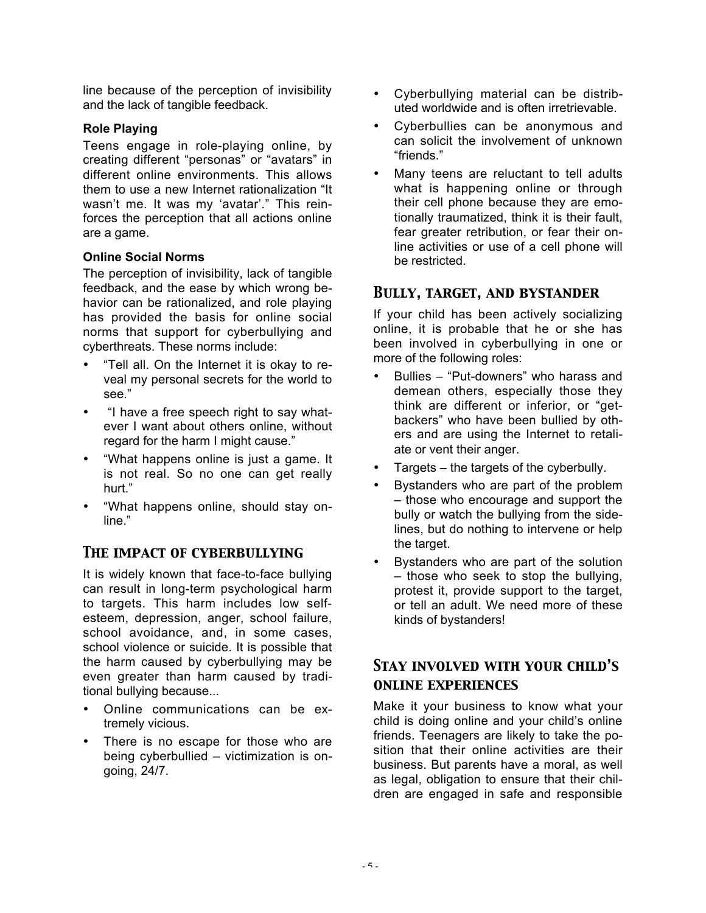line because of the perception of invisibility and the lack of tangible feedback.

#### Role Playing

Teens engage in role-playing online, by creating different "personas" or "avatars" in different online environments. This allows them to use a new Internet rationalization "It wasn't me. It was my 'avatar'." This reinforces the perception that all actions online are a game.

#### Online Social Norms

The perception of invisibility, lack of tangible feedback, and the ease by which wrong behavior can be rationalized, and role playing has provided the basis for online social norms that support for cyberbullying and cyberthreats. These norms include:

- "Tell all. On the Internet it is okay to reveal my personal secrets for the world to see."
- "I have a free speech right to say whatever I want about others online, without regard for the harm I might cause."
- "What happens online is just a game. It is not real. So no one can get really hurt."
- "What happens online, should stay online."

## The impact of cyberbullying

It is widely known that face-to-face bullying can result in long-term psychological harm to targets. This harm includes low self-esteem, depression, anger, school failure, school avoidance, and, in some cases, school violence or suicide. It is possible that the harm caused by cyberbullying may be even greater than harm caused by traditional bullying because...

- Online communications can be extremely vicious.
- There is no escape for those who are being cyberbullied – victimization is ongoing, 24/7.
- Cyberbullying material can be distributed worldwide and is often irretrievable.
- Cyberbullies can be anonymous and can solicit the involvement of unknown "friends."
- Many teens are reluctant to tell adults what is happening online or through their cell phone because they are emotionally traumatized, think it is their fault, fear greater retribution, or fear their online activities or use of a cell phone will be restricted.

## Bully, target, and bystander

If your child has been actively socializing online, it is probable that he or she has been involved in cyberbullying in one or more of the following roles:

- Bullies – "Put-downers" who harass and demean others, especially those they think are different or inferior, or "get-backers" who have been bullied by others and are using the Internet to retaliate or vent their anger.
- Targets – the targets of the cyberbully.
- Bystanders who are part of the problem – those who encourage and support the bully or watch the bullying from the sidelines, but do nothing to intervene or help the target.
- Bystanders who are part of the solution – those who seek to stop the bullying, protest it, provide support to the target, or tell an adult. We need more of these kinds of bystanders!

## Stay involved with your child's online experiences

Make it your business to know what your child is doing online and your child's online friends. Teenagers are likely to take the position that their online activities are their business. But parents have a moral, as well as legal, obligation to ensure that their children are engaged in safe and responsible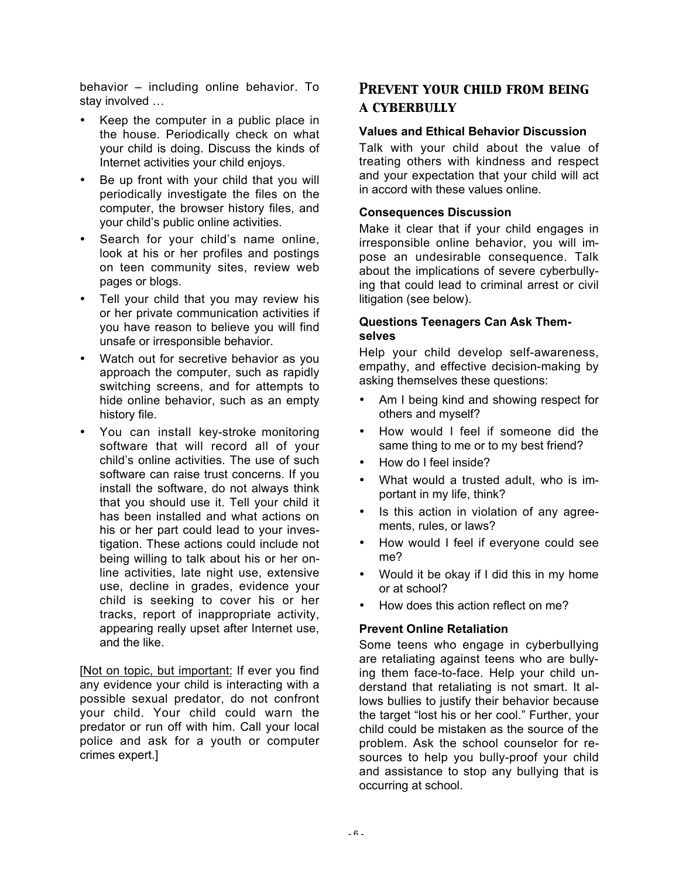behavior – including online behavior. To stay involved …

- Keep the computer in a public place in the house. Periodically check on what your child is doing. Discuss the kinds of Internet activities your child enjoys.
- Be up front with your child that you will periodically investigate the files on the computer, the browser history files, and your child's public online activities.
- Search for your child's name online, look at his or her profiles and postings on teen community sites, review web pages or blogs.
- Tell your child that you may review his or her private communication activities if you have reason to believe you will find unsafe or irresponsible behavior.
- Watch out for secretive behavior as you approach the computer, such as rapidly switching screens, and for attempts to hide online behavior, such as an empty history file.
- You can install key-stroke monitoring software that will record all of your child's online activities. The use of such software can raise trust concerns. If you install the software, do not always think that you should use it. Tell your child it has been installed and what actions on his or her part could lead to your investigation. These actions could include not being willing to talk about his or her online activities, late night use, extensive use, decline in grades, evidence your child is seeking to cover his or her tracks, report of inappropriate activity, appearing really upset after Internet use, and the like.

[Not on topic, but important: If ever you find any evidence your child is interacting with a possible sexual predator, do not confront your child. Your child could warn the predator or run off with him. Call your local police and ask for a youth or computer crimes expert.]

## Prevent your child from being a cyberbully

### Values and Ethical Behavior Discussion

Talk with your child about the value of treating others with kindness and respect and your expectation that your child will act in accord with these values online.

### Consequences Discussion

Make it clear that if your child engages in irresponsible online behavior, you will impose an undesirable consequence. Talk about the implications of severe cyberbullying that could lead to criminal arrest or civil litigation (see below).

### Questions Teenagers Can Ask Themselves

Help your child develop self-awareness, empathy, and effective decision-making by asking themselves these questions:

- Am I being kind and showing respect for others and myself?
- How would I feel if someone did the same thing to me or to my best friend?
- How do I feel inside?
- What would a trusted adult, who is important in my life, think?
- Is this action in violation of any agreements, rules, or laws?
- How would I feel if everyone could see me?
- Would it be okay if I did this in my home or at school?
- How does this action reflect on me?

### Prevent Online Retaliation

Some teens who engage in cyberbullying are retaliating against teens who are bullying them face-to-face. Help your child understand that retaliating is not smart. It allows bullies to justify their behavior because the target "lost his or her cool." Further, your child could be mistaken as the source of the problem. Ask the school counselor for resources to help you bully-proof your child and assistance to stop any bullying that is occurring at school.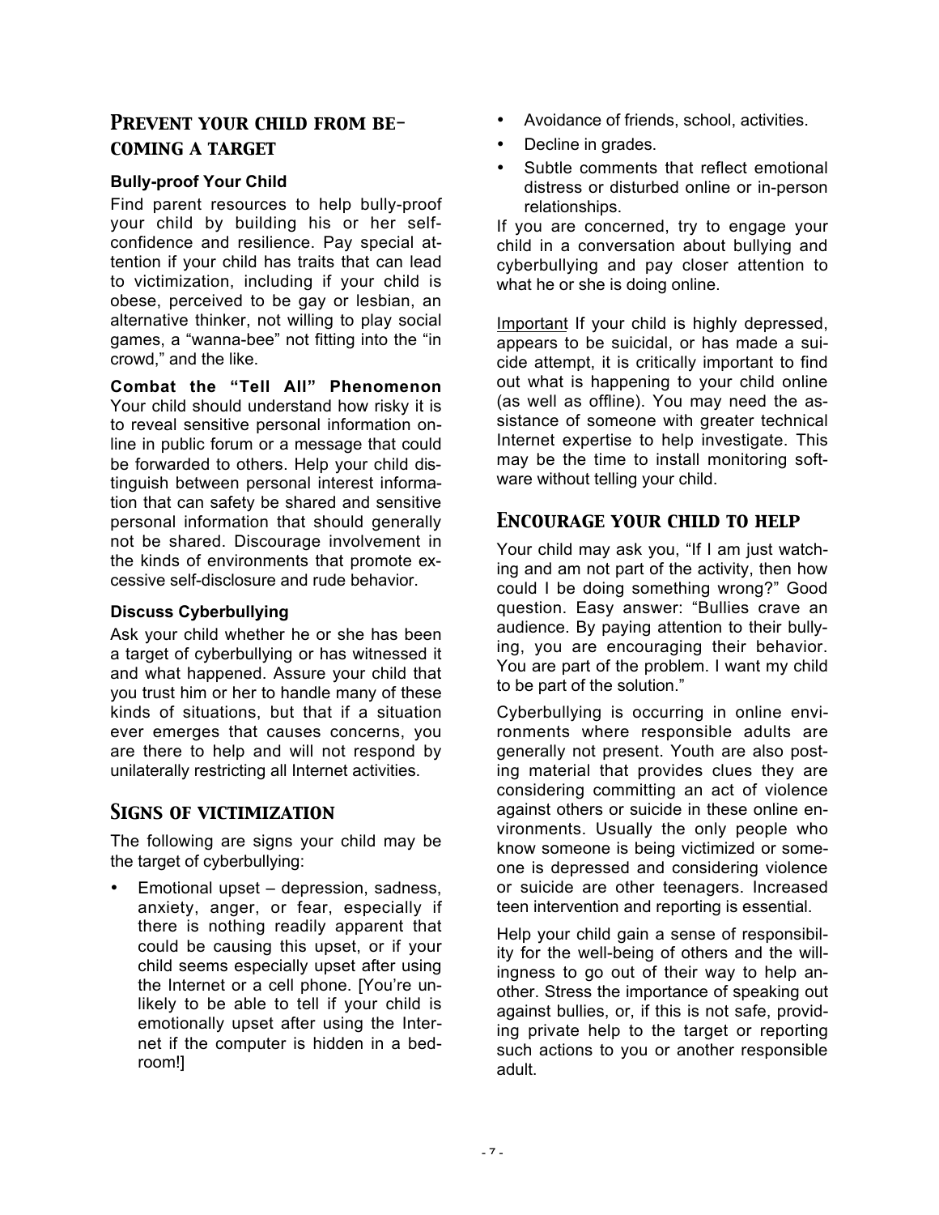## Prevent your child from becoming a target

### Bully-proof Your Child

Find parent resources to help bully-proof your child by building his or her self-confidence and resilience. Pay special attention if your child has traits that can lead to victimization, including if your child is obese, perceived to be gay or lesbian, an alternative thinker, not willing to play social games, a "wanna-bee" not fitting into the "in crowd," and the like.

**Combat the "Tell All" Phenomenon** Your child should understand how risky it is to reveal sensitive personal information online in public forum or a message that could be forwarded to others. Help your child distinguish between personal interest information that can safety be shared and sensitive personal information that should generally not be shared. Discourage involvement in the kinds of environments that promote excessive self-disclosure and rude behavior.

### Discuss Cyberbullying

Ask your child whether he or she has been a target of cyberbullying or has witnessed it and what happened. Assure your child that you trust him or her to handle many of these kinds of situations, but that if a situation ever emerges that causes concerns, you are there to help and will not respond by unilaterally restricting all Internet activities.

## Signs of victimization

The following are signs your child may be the target of cyberbullying:

- Emotional upset – depression, sadness, anxiety, anger, or fear, especially if there is nothing readily apparent that could be causing this upset, or if your child seems especially upset after using the Internet or a cell phone. [You're unlikely to be able to tell if your child is emotionally upset after using the Internet if the computer is hidden in a bedroom!]
- Avoidance of friends, school, activities.
- Decline in grades.
- Subtle comments that reflect emotional distress or disturbed online or in-person relationships.

If you are concerned, try to engage your child in a conversation about bullying and cyberbullying and pay closer attention to what he or she is doing online.

Important If your child is highly depressed, appears to be suicidal, or has made a suicide attempt, it is critically important to find out what is happening to your child online (as well as offline). You may need the assistance of someone with greater technical Internet expertise to help investigate. This may be the time to install monitoring software without telling your child.

## Encourage your child to help

Your child may ask you, "If I am just watching and am not part of the activity, then how could I be doing something wrong?" Good question. Easy answer: "Bullies crave an audience. By paying attention to their bullying, you are encouraging their behavior. You are part of the problem. I want my child to be part of the solution."

Cyberbullying is occurring in online environments where responsible adults are generally not present. Youth are also posting material that provides clues they are considering committing an act of violence against others or suicide in these online environments. Usually the only people who know someone is being victimized or someone is depressed and considering violence or suicide are other teenagers. Increased teen intervention and reporting is essential.

Help your child gain a sense of responsibility for the well-being of others and the willingness to go out of their way to help another. Stress the importance of speaking out against bullies, or, if this is not safe, providing private help to the target or reporting such actions to you or another responsible adult.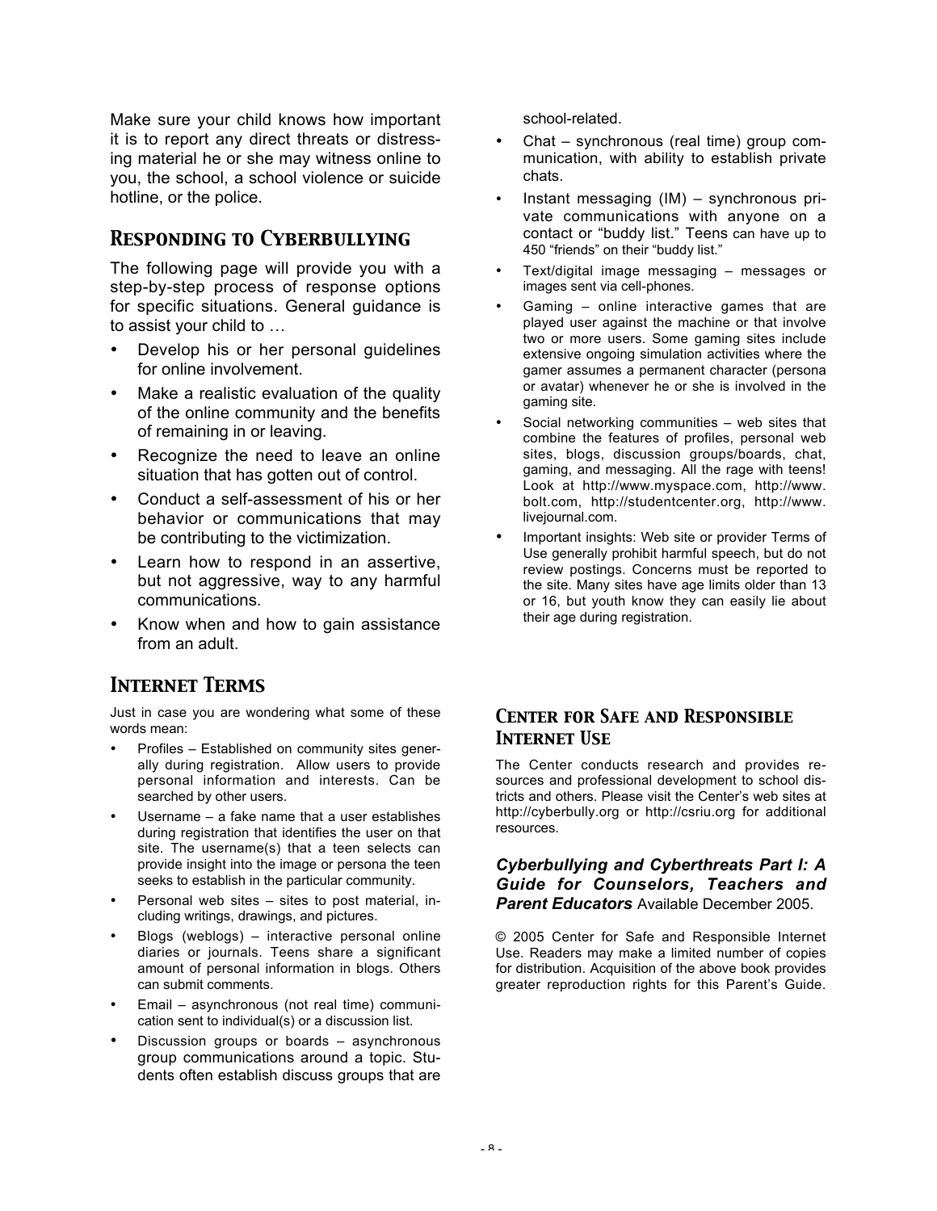Make sure your child knows how important it is to report any direct threats or distressing material he or she may witness online to you, the school, a school violence or suicide hotline, or the police.

## Responding to Cyberbullying

The following page will provide you with a step-by-step process of response options for specific situations. General guidance is to assist your child to …

- Develop his or her personal guidelines for online involvement.
- Make a realistic evaluation of the quality of the online community and the benefits of remaining in or leaving.
- Recognize the need to leave an online situation that has gotten out of control.
- Conduct a self-assessment of his or her behavior or communications that may be contributing to the victimization.
- Learn how to respond in an assertive, but not aggressive, way to any harmful communications.
- Know when and how to gain assistance from an adult.

## Internet Terms

Just in case you are wondering what some of these words mean:

- Profiles – Established on community sites generally during registration. Allow users to provide personal information and interests. Can be searched by other users.
- Username – a fake name that a user establishes during registration that identifies the user on that site. The username(s) that a teen selects can provide insight into the image or persona the teen seeks to establish in the particular community.
- Personal web sites – sites to post material, including writings, drawings, and pictures.
- Blogs (weblogs) – interactive personal online diaries or journals. Teens share a significant amount of personal information in blogs. Others can submit comments.
- Email – asynchronous (not real time) communication sent to individual(s) or a discussion list.
- Discussion groups or boards – asynchronous group communications around a topic. Students often establish discuss groups that are school-related.
- Chat – synchronous (real time) group communication, with ability to establish private chats.
- Instant messaging (IM) – synchronous private communications with anyone on a contact or "buddy list." Teens can have up to 450 "friends" on their "buddy list."
- Text/digital image messaging – messages or images sent via cell-phones.
- Gaming – online interactive games that are played user against the machine or that involve two or more users. Some gaming sites include extensive ongoing simulation activities where the gamer assumes a permanent character (persona or avatar) whenever he or she is involved in the gaming site.
- Social networking communities – web sites that combine the features of profiles, personal web sites, blogs, discussion groups/boards, chat, gaming, and messaging. All the rage with teens! Look at http://www.myspace.com, http://www.bolt.com, http://studentcenter.org, http://www.livejournal.com.
- Important insights: Web site or provider Terms of Use generally prohibit harmful speech, but do not review postings. Concerns must be reported to the site. Many sites have age limits older than 13 or 16, but youth know they can easily lie about their age during registration.

## Center for Safe and Responsible Internet Use

The Center conducts research and provides resources and professional development to school districts and others. Please visit the Center's web sites at http://cyberbully.org or http://csriu.org for additional resources.

***Cyberbullying and Cyberthreats Part I: A Guide for Counselors, Teachers and Parent Educators*** Available December 2005.

© 2005 Center for Safe and Responsible Internet Use. Readers may make a limited number of copies for distribution. Acquisition of the above book provides greater reproduction rights for this Parent's Guide.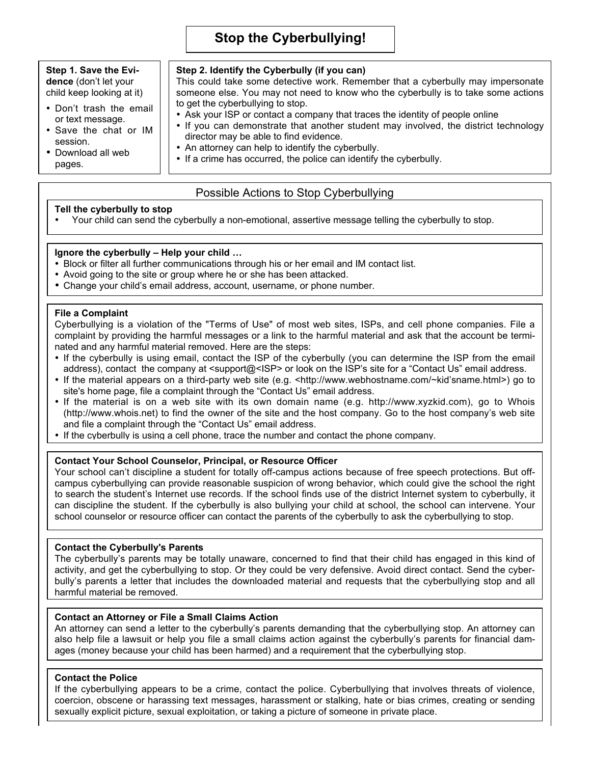# Stop the Cyberbullying!

**Step 1. Save the Evidence** (don't let your child keep looking at it)

- Don't trash the email or text message.
- Save the chat or IM session.
- Download all web pages.

**Step 2. Identify the Cyberbully (if you can)**

This could take some detective work. Remember that a cyberbully may impersonate someone else. You may not need to know who the cyberbully is to take some actions to get the cyberbullying to stop.

- Ask your ISP or contact a company that traces the identity of people online
- If you can demonstrate that another student may involved, the district technology director may be able to find evidence.
- An attorney can help to identify the cyberbully.
- If a crime has occurred, the police can identify the cyberbully.

## Possible Actions to Stop Cyberbullying

**Tell the cyberbully to stop**

- Your child can send the cyberbully a non-emotional, assertive message telling the cyberbully to stop.

**Ignore the cyberbully – Help your child …**

- Block or filter all further communications through his or her email and IM contact list.
- Avoid going to the site or group where he or she has been attacked.
- Change your child's email address, account, username, or phone number.

**File a Complaint**

Cyberbullying is a violation of the "Terms of Use" of most web sites, ISPs, and cell phone companies. File a complaint by providing the harmful messages or a link to the harmful material and ask that the account be terminated and any harmful material removed. Here are the steps:

- If the cyberbully is using email, contact the ISP of the cyberbully (you can determine the ISP from the email address), contact the company at <support@<ISP> or look on the ISP's site for a "Contact Us" email address.
- If the material appears on a third-party web site (e.g. <http://www.webhostname.com/~kid'sname.html>) go to site's home page, file a complaint through the "Contact Us" email address.
- If the material is on a web site with its own domain name (e.g. http://www.xyzkid.com), go to Whois (http://www.whois.net) to find the owner of the site and the host company. Go to the host company's web site and file a complaint through the "Contact Us" email address.
- If the cyberbully is using a cell phone, trace the number and contact the phone company.

**Contact Your School Counselor, Principal, or Resource Officer**

Your school can't discipline a student for totally off-campus actions because of free speech protections. But off-campus cyberbullying can provide reasonable suspicion of wrong behavior, which could give the school the right to search the student's Internet use records. If the school finds use of the district Internet system to cyberbully, it can discipline the student. If the cyberbully is also bullying your child at school, the school can intervene. Your school counselor or resource officer can contact the parents of the cyberbully to ask the cyberbullying to stop.

**Contact the Cyberbully's Parents**

The cyberbully's parents may be totally unaware, concerned to find that their child has engaged in this kind of activity, and get the cyberbullying to stop. Or they could be very defensive. Avoid direct contact. Send the cyberbully's parents a letter that includes the downloaded material and requests that the cyberbullying stop and all harmful material be removed.

**Contact an Attorney or File a Small Claims Action**

An attorney can send a letter to the cyberbully's parents demanding that the cyberbullying stop. An attorney can also help file a lawsuit or help you file a small claims action against the cyberbully's parents for financial damages (money because your child has been harmed) and a requirement that the cyberbullying stop.

**Contact the Police**

If the cyberbullying appears to be a crime, contact the police. Cyberbullying that involves threats of violence, coercion, obscene or harassing text messages, harassment or stalking, hate or bias crimes, creating or sending sexually explicit picture, sexual exploitation, or taking a picture of someone in private place.